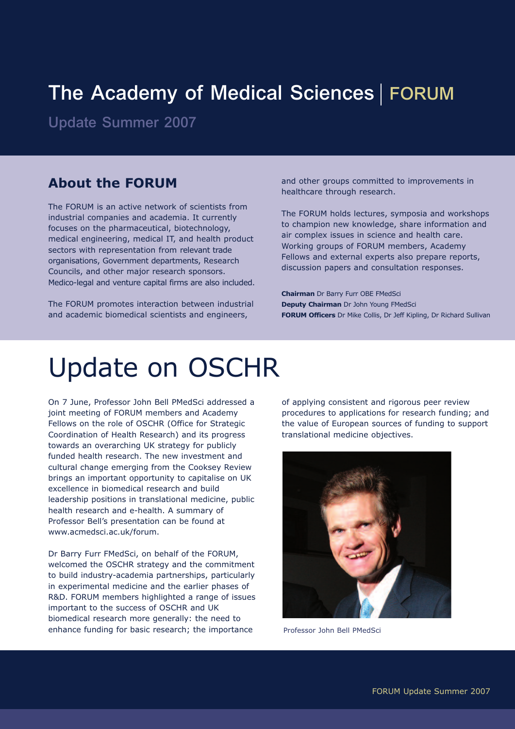# The Academy of Medical Sciences | FORUM

Update Summer 2007

## About the FORUM

The FORUM is an active network of scientists from industrial companies and academia. It currently focuses on the pharmaceutical, biotechnology, medical engineering, medical IT, and health product sectors with representation from relevant trade organisations, Government departments, Research Councils, and other major research sponsors. Medico-legal and venture capital firms are also included.

The FORUM promotes interaction between industrial and academic biomedical scientists and engineers, and other groups committed to improvements in healthcare through research.

The FORUM holds lectures, symposia and workshops to champion new knowledge, share information and air complex issues in science and health care. Working groups of FORUM members, Academy Fellows and external experts also prepare reports, discussion papers and consultation responses.

**Chairman** Dr Barry Furr OBE FMedSci
**Deputy Chairman** Dr John Young FMedSci
**FORUM Officers** Dr Mike Collis, Dr Jeff Kipling, Dr Richard Sullivan

# Update on OSCHR

On 7 June, Professor John Bell PMedSci addressed a joint meeting of FORUM members and Academy Fellows on the role of OSCHR (Office for Strategic Coordination of Health Research) and its progress towards an overarching UK strategy for publicly funded health research. The new investment and cultural change emerging from the Cooksey Review brings an important opportunity to capitalise on UK excellence in biomedical research and build leadership positions in translational medicine, public health research and e-health. A summary of Professor Bell's presentation can be found at www.acmedsci.ac.uk/forum.

Dr Barry Furr FMedSci, on behalf of the FORUM, welcomed the OSCHR strategy and the commitment to build industry-academia partnerships, particularly in experimental medicine and the earlier phases of R&D. FORUM members highlighted a range of issues important to the success of OSCHR and UK biomedical research more generally: the need to enhance funding for basic research; the importance of applying consistent and rigorous peer review procedures to applications for research funding; and the value of European sources of funding to support translational medicine objectives.

Professor John Bell PMedSci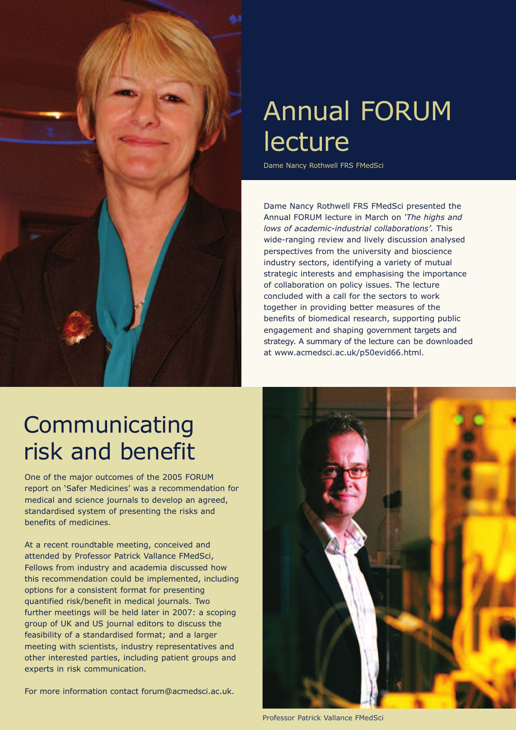# Annual FORUM lecture

Dame Nancy Rothwell FRS FMedSci

Dame Nancy Rothwell FRS FMedSci presented the Annual FORUM lecture in March on *'The highs and lows of academic-industrial collaborations'.* This wide-ranging review and lively discussion analysed perspectives from the university and bioscience industry sectors, identifying a variety of mutual strategic interests and emphasising the importance of collaboration on policy issues. The lecture concluded with a call for the sectors to work together in providing better measures of the benefits of biomedical research, supporting public engagement and shaping government targets and strategy. A summary of the lecture can be downloaded at www.acmedsci.ac.uk/p50evid66.html.

# Communicating risk and benefit

One of the major outcomes of the 2005 FORUM report on 'Safer Medicines' was a recommendation for medical and science journals to develop an agreed, standardised system of presenting the risks and benefits of medicines.

At a recent roundtable meeting, conceived and attended by Professor Patrick Vallance FMedSci, Fellows from industry and academia discussed how this recommendation could be implemented, including options for a consistent format for presenting quantified risk/benefit in medical journals. Two further meetings will be held later in 2007: a scoping group of UK and US journal editors to discuss the feasibility of a standardised format; and a larger meeting with scientists, industry representatives and other interested parties, including patient groups and experts in risk communication.

For more information contact forum@acmedsci.ac.uk.

Professor Patrick Vallance FMedSci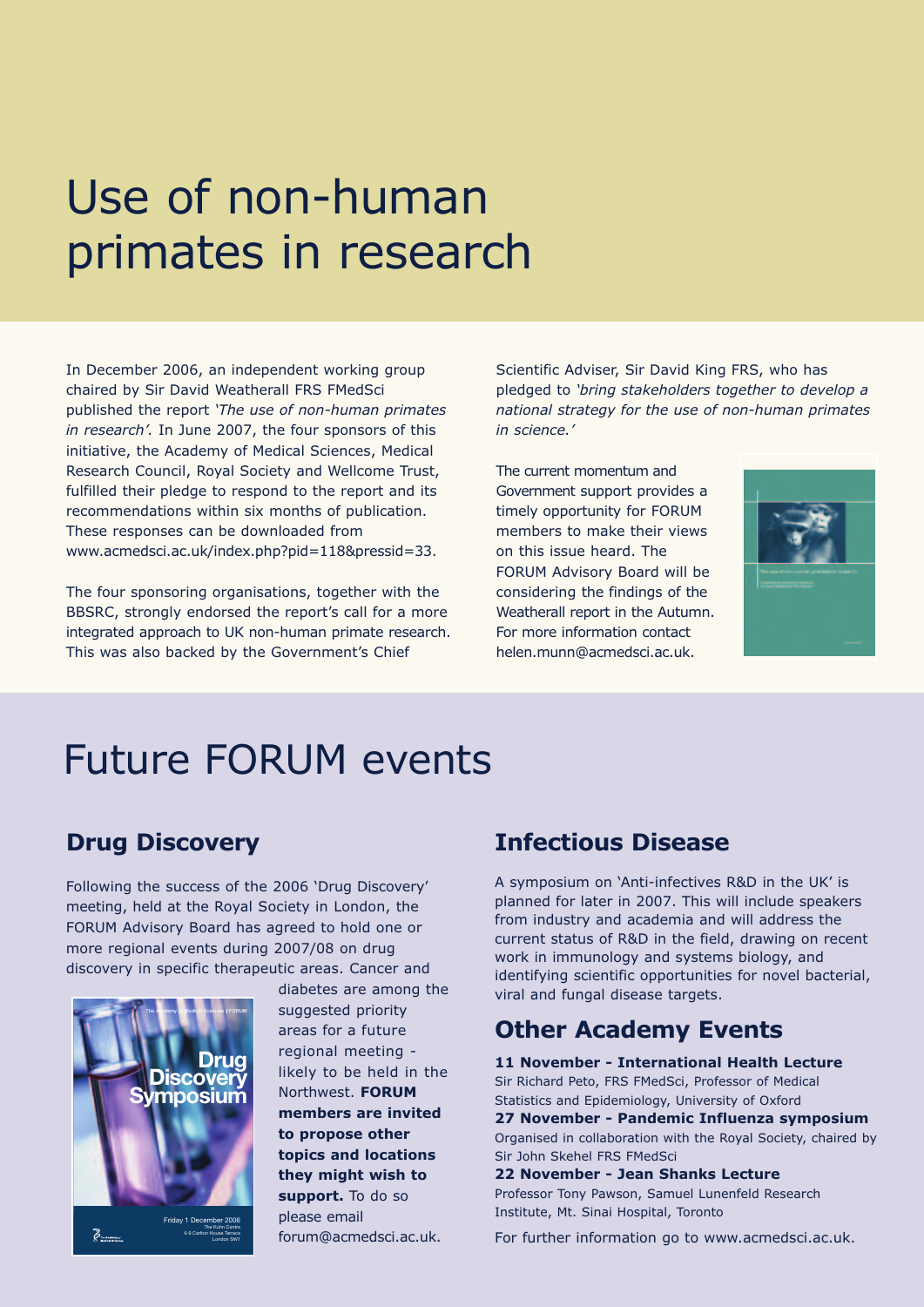# Use of non-human primates in research

In December 2006, an independent working group chaired by Sir David Weatherall FRS FMedSci published the report *'The use of non-human primates in research'.* In June 2007, the four sponsors of this initiative, the Academy of Medical Sciences, Medical Research Council, Royal Society and Wellcome Trust, fulfilled their pledge to respond to the report and its recommendations within six months of publication. These responses can be downloaded from www.acmedsci.ac.uk/index.php?pid=118&pressid=33.

The four sponsoring organisations, together with the BBSRC, strongly endorsed the report's call for a more integrated approach to UK non-human primate research. This was also backed by the Government's Chief Scientific Adviser, Sir David King FRS, who has pledged to *'bring stakeholders together to develop a national strategy for the use of non-human primates in science.'*

The current momentum and Government support provides a timely opportunity for FORUM members to make their views on this issue heard. The FORUM Advisory Board will be considering the findings of the Weatherall report in the Autumn. For more information contact helen.munn@acmedsci.ac.uk.

# Future FORUM events

## Drug Discovery

Following the success of the 2006 'Drug Discovery' meeting, held at the Royal Society in London, the FORUM Advisory Board has agreed to hold one or more regional events during 2007/08 on drug discovery in specific therapeutic areas. Cancer and diabetes are among the suggested priority areas for a future regional meeting - likely to be held in the Northwest. **FORUM members are invited to propose other topics and locations they might wish to support.** To do so please email forum@acmedsci.ac.uk.

## Infectious Disease

A symposium on 'Anti-infectives R&D in the UK' is planned for later in 2007. This will include speakers from industry and academia and will address the current status of R&D in the field, drawing on recent work in immunology and systems biology, and identifying scientific opportunities for novel bacterial, viral and fungal disease targets.

## Other Academy Events

**11 November - International Health Lecture**
Sir Richard Peto, FRS FMedSci, Professor of Medical Statistics and Epidemiology, University of Oxford

**27 November - Pandemic Influenza symposium**
Organised in collaboration with the Royal Society, chaired by Sir John Skehel FRS FMedSci

**22 November - Jean Shanks Lecture**
Professor Tony Pawson, Samuel Lunenfeld Research Institute, Mt. Sinai Hospital, Toronto

For further information go to www.acmedsci.ac.uk.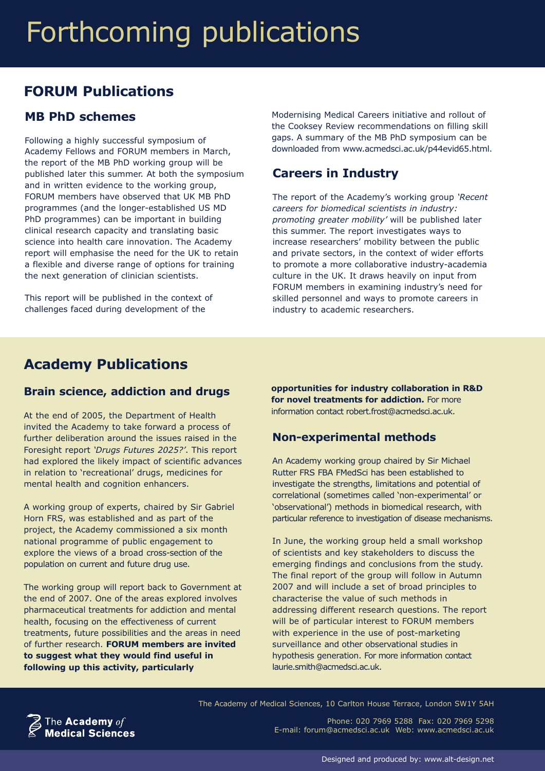# Forthcoming publications

## FORUM Publications

### MB PhD schemes

Following a highly successful symposium of Academy Fellows and FORUM members in March, the report of the MB PhD working group will be published later this summer. At both the symposium and in written evidence to the working group, FORUM members have observed that UK MB PhD programmes (and the longer-established US MD PhD programmes) can be important in building clinical research capacity and translating basic science into health care innovation. The Academy report will emphasise the need for the UK to retain a flexible and diverse range of options for training the next generation of clinician scientists.

This report will be published in the context of challenges faced during development of the Modernising Medical Careers initiative and rollout of the Cooksey Review recommendations on filling skill gaps. A summary of the MB PhD symposium can be downloaded from www.acmedsci.ac.uk/p44evid65.html.

### Careers in Industry

The report of the Academy's working group *'Recent careers for biomedical scientists in industry: promoting greater mobility'* will be published later this summer. The report investigates ways to increase researchers' mobility between the public and private sectors, in the context of wider efforts to promote a more collaborative industry-academia culture in the UK. It draws heavily on input from FORUM members in examining industry's need for skilled personnel and ways to promote careers in industry to academic researchers.

## Academy Publications

### Brain science, addiction and drugs

At the end of 2005, the Department of Health invited the Academy to take forward a process of further deliberation around the issues raised in the Foresight report *'Drugs Futures 2025?'*. This report had explored the likely impact of scientific advances in relation to 'recreational' drugs, medicines for mental health and cognition enhancers.

A working group of experts, chaired by Sir Gabriel Horn FRS, was established and as part of the project, the Academy commissioned a six month national programme of public engagement to explore the views of a broad cross-section of the population on current and future drug use.

The working group will report back to Government at the end of 2007. One of the areas explored involves pharmaceutical treatments for addiction and mental health, focusing on the effectiveness of current treatments, future possibilities and the areas in need of further research. **FORUM members are invited to suggest what they would find useful in following up this activity, particularly opportunities for industry collaboration in R&D for novel treatments for addiction.** For more information contact robert.frost@acmedsci.ac.uk.

### Non-experimental methods

An Academy working group chaired by Sir Michael Rutter FRS FBA FMedSci has been established to investigate the strengths, limitations and potential of correlational (sometimes called 'non-experimental' or 'observational') methods in biomedical research, with particular reference to investigation of disease mechanisms.

In June, the working group held a small workshop of scientists and key stakeholders to discuss the emerging findings and conclusions from the study. The final report of the group will follow in Autumn 2007 and will include a set of broad principles to characterise the value of such methods in addressing different research questions. The report will be of particular interest to FORUM members with experience in the use of post-marketing surveillance and other observational studies in hypothesis generation. For more information contact laurie.smith@acmedsci.ac.uk.

The Academy of Medical Sciences

The Academy of Medical Sciences, 10 Carlton House Terrace, London SW1Y 5AH

Phone: 020 7969 5288 Fax: 020 7969 5298
E-mail: forum@acmedsci.ac.uk Web: www.acmedsci.ac.uk

Designed and produced by: www.alt-design.net